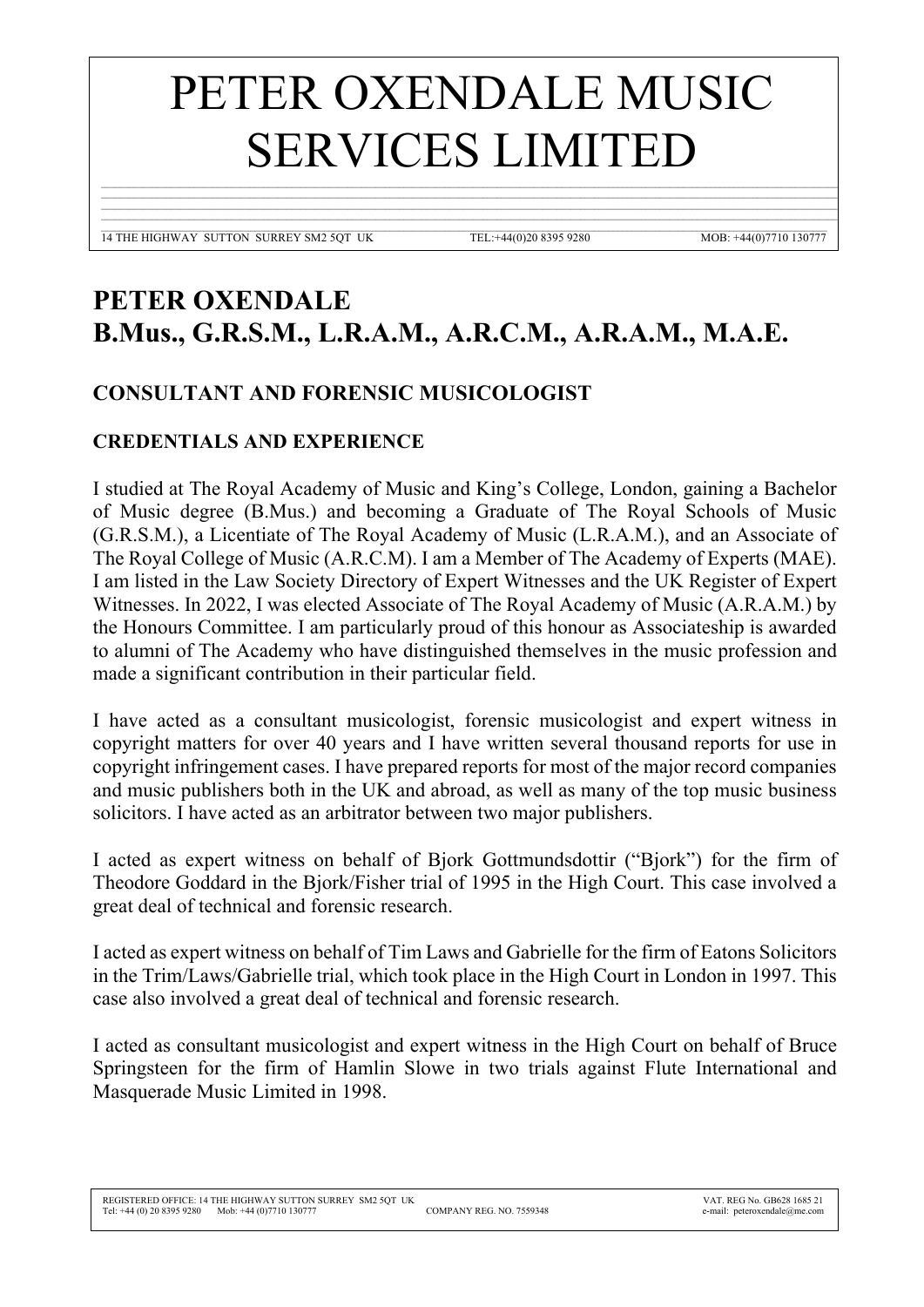# PETER OXENDALE MUSIC SERVICES LIMITED

14 THE HIGHWAY SUTTON SURREY SM2 5QT UK TEL:+44(0)20 8395 9280 MOB: +44(0)7710 130777

## PETER OXENDALE
## B.Mus., G.R.S.M., L.R.A.M., A.R.C.M., A.R.A.M., M.A.E.

### CONSULTANT AND FORENSIC MUSICOLOGIST

### CREDENTIALS AND EXPERIENCE

I studied at The Royal Academy of Music and King's College, London, gaining a Bachelor of Music degree (B.Mus.) and becoming a Graduate of The Royal Schools of Music (G.R.S.M.), a Licentiate of The Royal Academy of Music (L.R.A.M.), and an Associate of The Royal College of Music (A.R.C.M). I am a Member of The Academy of Experts (MAE). I am listed in the Law Society Directory of Expert Witnesses and the UK Register of Expert Witnesses. In 2022, I was elected Associate of The Royal Academy of Music (A.R.A.M.) by the Honours Committee. I am particularly proud of this honour as Associateship is awarded to alumni of The Academy who have distinguished themselves in the music profession and made a significant contribution in their particular field.

I have acted as a consultant musicologist, forensic musicologist and expert witness in copyright matters for over 40 years and I have written several thousand reports for use in copyright infringement cases. I have prepared reports for most of the major record companies and music publishers both in the UK and abroad, as well as many of the top music business solicitors. I have acted as an arbitrator between two major publishers.

I acted as expert witness on behalf of Bjork Gottmundsdottir ("Bjork") for the firm of Theodore Goddard in the Bjork/Fisher trial of 1995 in the High Court. This case involved a great deal of technical and forensic research.

I acted as expert witness on behalf of Tim Laws and Gabrielle for the firm of Eatons Solicitors in the Trim/Laws/Gabrielle trial, which took place in the High Court in London in 1997. This case also involved a great deal of technical and forensic research.

I acted as consultant musicologist and expert witness in the High Court on behalf of Bruce Springsteen for the firm of Hamlin Slowe in two trials against Flute International and Masquerade Music Limited in 1998.

REGISTERED OFFICE: 14 THE HIGHWAY SUTTON SURREY SM2 5QT UK VAT. REG No. GB628 1685 21
Tel: +44 (0) 20 8395 9280 Mob: +44 (0)7710 130777 COMPANY REG. NO. 7559348 e-mail: peteroxendale@me.com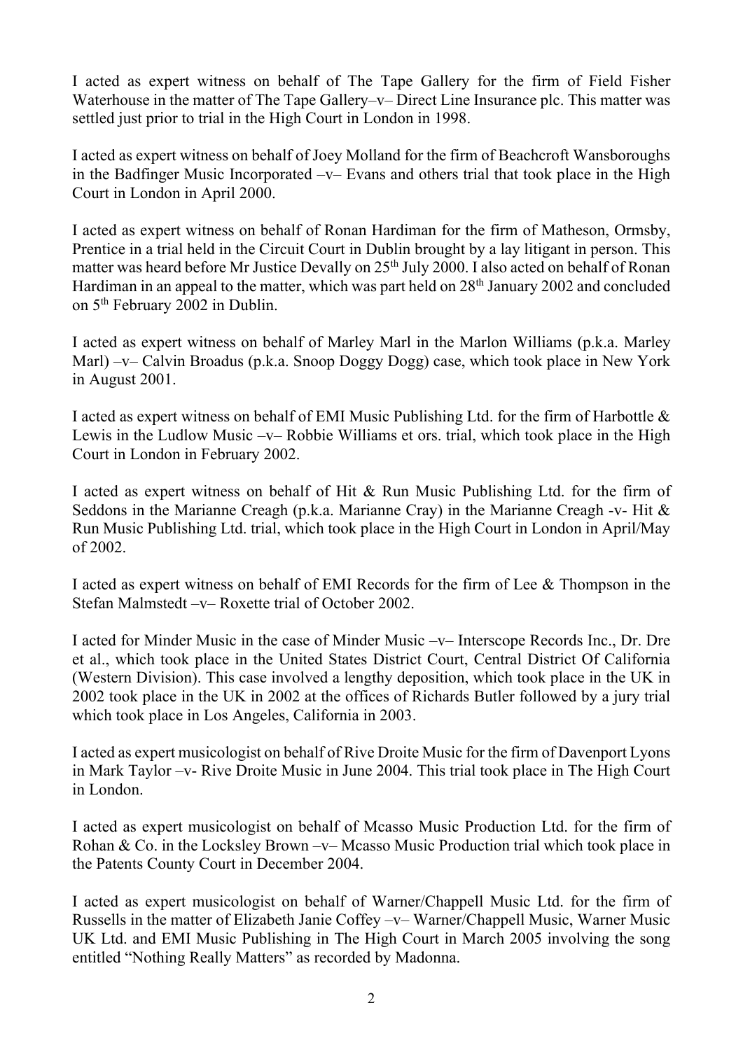I acted as expert witness on behalf of The Tape Gallery for the firm of Field Fisher Waterhouse in the matter of The Tape Gallery–v– Direct Line Insurance plc. This matter was settled just prior to trial in the High Court in London in 1998.

I acted as expert witness on behalf of Joey Molland for the firm of Beachcroft Wansboroughs in the Badfinger Music Incorporated –v– Evans and others trial that took place in the High Court in London in April 2000.

I acted as expert witness on behalf of Ronan Hardiman for the firm of Matheson, Ormsby, Prentice in a trial held in the Circuit Court in Dublin brought by a lay litigant in person. This matter was heard before Mr Justice Devally on 25th July 2000. I also acted on behalf of Ronan Hardiman in an appeal to the matter, which was part held on 28th January 2002 and concluded on 5th February 2002 in Dublin.

I acted as expert witness on behalf of Marley Marl in the Marlon Williams (p.k.a. Marley Marl) –v– Calvin Broadus (p.k.a. Snoop Doggy Dogg) case, which took place in New York in August 2001.

I acted as expert witness on behalf of EMI Music Publishing Ltd. for the firm of Harbottle & Lewis in the Ludlow Music –v– Robbie Williams et ors. trial, which took place in the High Court in London in February 2002.

I acted as expert witness on behalf of Hit & Run Music Publishing Ltd. for the firm of Seddons in the Marianne Creagh (p.k.a. Marianne Cray) in the Marianne Creagh -v- Hit & Run Music Publishing Ltd. trial, which took place in the High Court in London in April/May of 2002.

I acted as expert witness on behalf of EMI Records for the firm of Lee & Thompson in the Stefan Malmstedt –v– Roxette trial of October 2002.

I acted for Minder Music in the case of Minder Music –v– Interscope Records Inc., Dr. Dre et al., which took place in the United States District Court, Central District Of California (Western Division). This case involved a lengthy deposition, which took place in the UK in 2002 took place in the UK in 2002 at the offices of Richards Butler followed by a jury trial which took place in Los Angeles, California in 2003.

I acted as expert musicologist on behalf of Rive Droite Music for the firm of Davenport Lyons in Mark Taylor –v- Rive Droite Music in June 2004. This trial took place in The High Court in London.

I acted as expert musicologist on behalf of Mcasso Music Production Ltd. for the firm of Rohan & Co. in the Locksley Brown –v– Mcasso Music Production trial which took place in the Patents County Court in December 2004.

I acted as expert musicologist on behalf of Warner/Chappell Music Ltd. for the firm of Russells in the matter of Elizabeth Janie Coffey –v– Warner/Chappell Music, Warner Music UK Ltd. and EMI Music Publishing in The High Court in March 2005 involving the song entitled "Nothing Really Matters" as recorded by Madonna.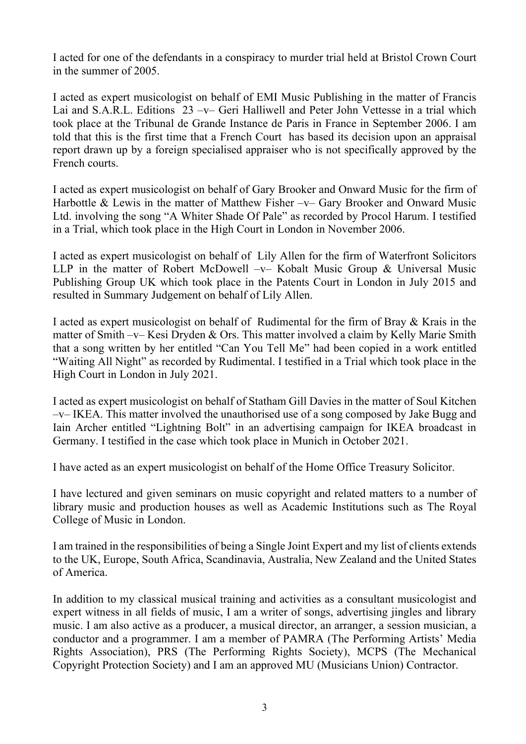I acted for one of the defendants in a conspiracy to murder trial held at Bristol Crown Court in the summer of 2005.

I acted as expert musicologist on behalf of EMI Music Publishing in the matter of Francis Lai and S.A.R.L. Editions 23 –v– Geri Halliwell and Peter John Vettesse in a trial which took place at the Tribunal de Grande Instance de Paris in France in September 2006. I am told that this is the first time that a French Court has based its decision upon an appraisal report drawn up by a foreign specialised appraiser who is not specifically approved by the French courts.

I acted as expert musicologist on behalf of Gary Brooker and Onward Music for the firm of Harbottle & Lewis in the matter of Matthew Fisher –v– Gary Brooker and Onward Music Ltd. involving the song "A Whiter Shade Of Pale" as recorded by Procol Harum. I testified in a Trial, which took place in the High Court in London in November 2006.

I acted as expert musicologist on behalf of Lily Allen for the firm of Waterfront Solicitors LLP in the matter of Robert McDowell –v– Kobalt Music Group & Universal Music Publishing Group UK which took place in the Patents Court in London in July 2015 and resulted in Summary Judgement on behalf of Lily Allen.

I acted as expert musicologist on behalf of Rudimental for the firm of Bray & Krais in the matter of Smith –v– Kesi Dryden & Ors. This matter involved a claim by Kelly Marie Smith that a song written by her entitled "Can You Tell Me" had been copied in a work entitled "Waiting All Night" as recorded by Rudimental. I testified in a Trial which took place in the High Court in London in July 2021.

I acted as expert musicologist on behalf of Statham Gill Davies in the matter of Soul Kitchen –v– IKEA. This matter involved the unauthorised use of a song composed by Jake Bugg and Iain Archer entitled "Lightning Bolt" in an advertising campaign for IKEA broadcast in Germany. I testified in the case which took place in Munich in October 2021.

I have acted as an expert musicologist on behalf of the Home Office Treasury Solicitor.

I have lectured and given seminars on music copyright and related matters to a number of library music and production houses as well as Academic Institutions such as The Royal College of Music in London.

I am trained in the responsibilities of being a Single Joint Expert and my list of clients extends to the UK, Europe, South Africa, Scandinavia, Australia, New Zealand and the United States of America.

In addition to my classical musical training and activities as a consultant musicologist and expert witness in all fields of music, I am a writer of songs, advertising jingles and library music. I am also active as a producer, a musical director, an arranger, a session musician, a conductor and a programmer. I am a member of PAMRA (The Performing Artists' Media Rights Association), PRS (The Performing Rights Society), MCPS (The Mechanical Copyright Protection Society) and I am an approved MU (Musicians Union) Contractor.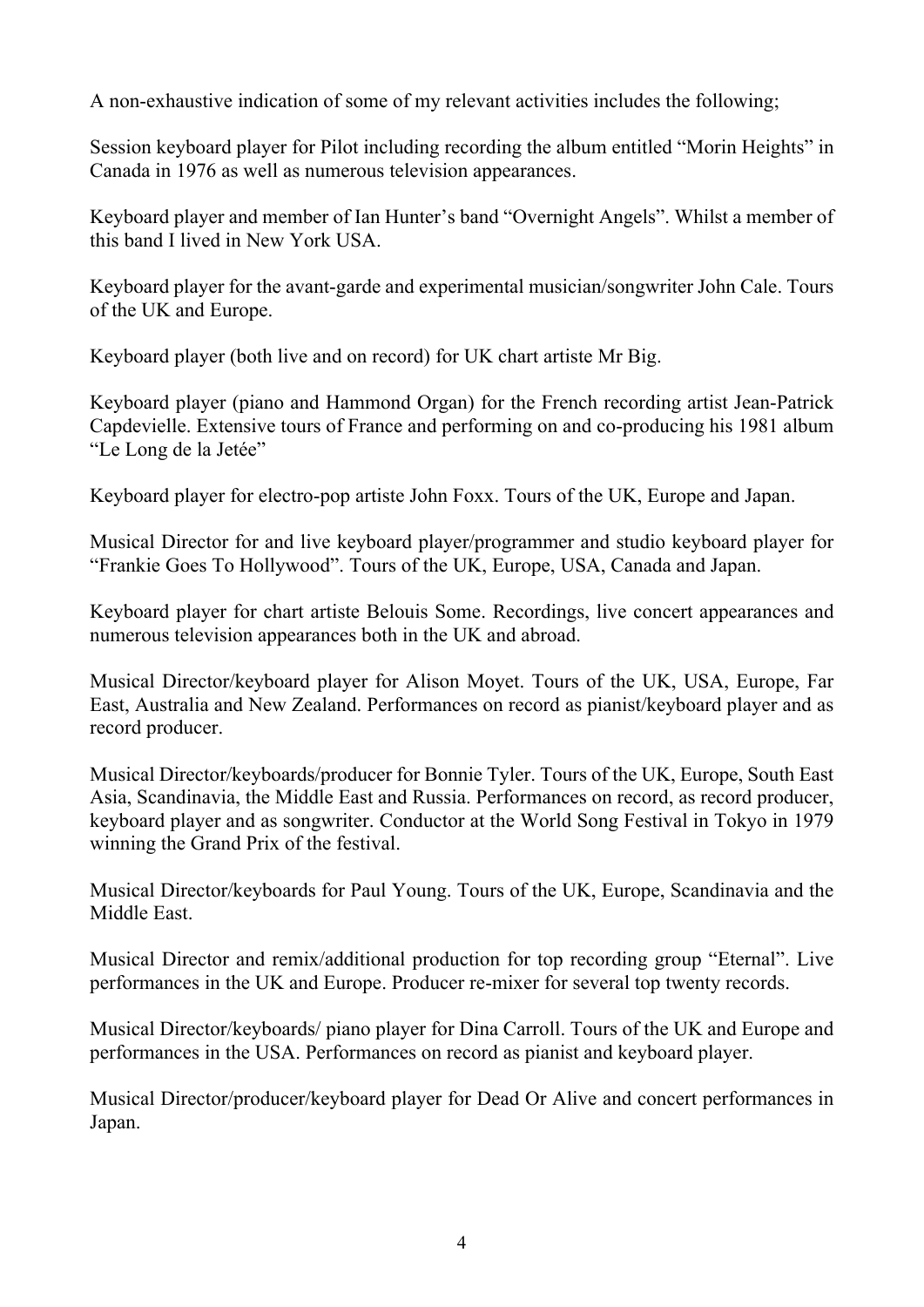A non-exhaustive indication of some of my relevant activities includes the following;

Session keyboard player for Pilot including recording the album entitled "Morin Heights" in Canada in 1976 as well as numerous television appearances.

Keyboard player and member of Ian Hunter's band "Overnight Angels". Whilst a member of this band I lived in New York USA.

Keyboard player for the avant-garde and experimental musician/songwriter John Cale. Tours of the UK and Europe.

Keyboard player (both live and on record) for UK chart artiste Mr Big.

Keyboard player (piano and Hammond Organ) for the French recording artist Jean-Patrick Capdevielle. Extensive tours of France and performing on and co-producing his 1981 album "Le Long de la Jetée"

Keyboard player for electro-pop artiste John Foxx. Tours of the UK, Europe and Japan.

Musical Director for and live keyboard player/programmer and studio keyboard player for "Frankie Goes To Hollywood". Tours of the UK, Europe, USA, Canada and Japan.

Keyboard player for chart artiste Belouis Some. Recordings, live concert appearances and numerous television appearances both in the UK and abroad.

Musical Director/keyboard player for Alison Moyet. Tours of the UK, USA, Europe, Far East, Australia and New Zealand. Performances on record as pianist/keyboard player and as record producer.

Musical Director/keyboards/producer for Bonnie Tyler. Tours of the UK, Europe, South East Asia, Scandinavia, the Middle East and Russia. Performances on record, as record producer, keyboard player and as songwriter. Conductor at the World Song Festival in Tokyo in 1979 winning the Grand Prix of the festival.

Musical Director/keyboards for Paul Young. Tours of the UK, Europe, Scandinavia and the Middle East.

Musical Director and remix/additional production for top recording group "Eternal". Live performances in the UK and Europe. Producer re-mixer for several top twenty records.

Musical Director/keyboards/ piano player for Dina Carroll. Tours of the UK and Europe and performances in the USA. Performances on record as pianist and keyboard player.

Musical Director/producer/keyboard player for Dead Or Alive and concert performances in Japan.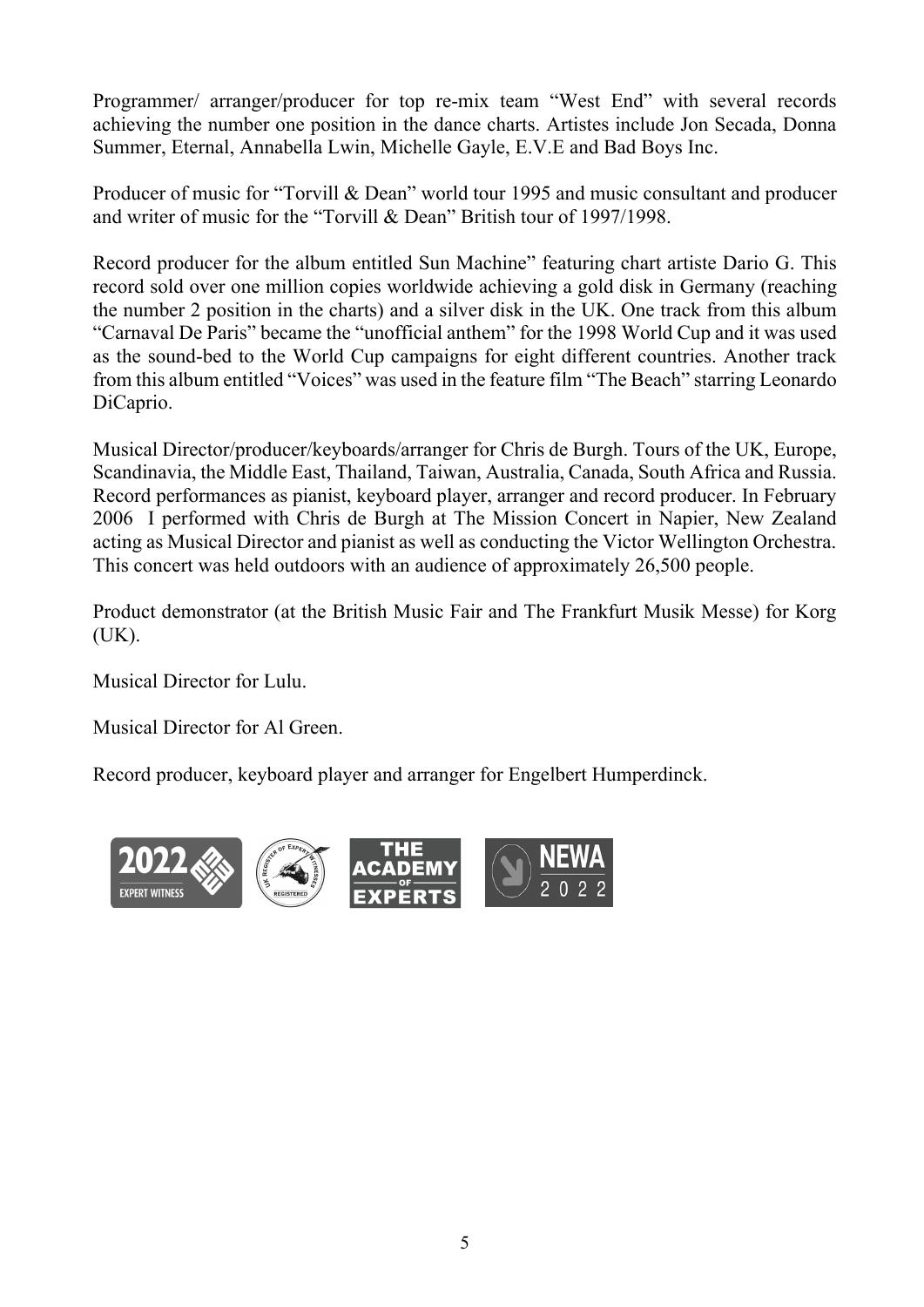Programmer/ arranger/producer for top re-mix team "West End" with several records achieving the number one position in the dance charts. Artistes include Jon Secada, Donna Summer, Eternal, Annabella Lwin, Michelle Gayle, E.V.E and Bad Boys Inc.

Producer of music for "Torvill & Dean" world tour 1995 and music consultant and producer and writer of music for the "Torvill & Dean" British tour of 1997/1998.

Record producer for the album entitled Sun Machine" featuring chart artiste Dario G. This record sold over one million copies worldwide achieving a gold disk in Germany (reaching the number 2 position in the charts) and a silver disk in the UK. One track from this album "Carnaval De Paris" became the "unofficial anthem" for the 1998 World Cup and it was used as the sound-bed to the World Cup campaigns for eight different countries. Another track from this album entitled "Voices" was used in the feature film "The Beach" starring Leonardo DiCaprio.

Musical Director/producer/keyboards/arranger for Chris de Burgh. Tours of the UK, Europe, Scandinavia, the Middle East, Thailand, Taiwan, Australia, Canada, South Africa and Russia. Record performances as pianist, keyboard player, arranger and record producer. In February 2006 I performed with Chris de Burgh at The Mission Concert in Napier, New Zealand acting as Musical Director and pianist as well as conducting the Victor Wellington Orchestra. This concert was held outdoors with an audience of approximately 26,500 people.

Product demonstrator (at the British Music Fair and The Frankfurt Musik Messe) for Korg (UK).

Musical Director for Lulu.

Musical Director for Al Green.

Record producer, keyboard player and arranger for Engelbert Humperdinck.

2022 EXPERT WITNESS

UK REGISTER OF EXPERT WITNESSES REGISTERED

THE ACADEMY OF EXPERTS

NEWA 2022